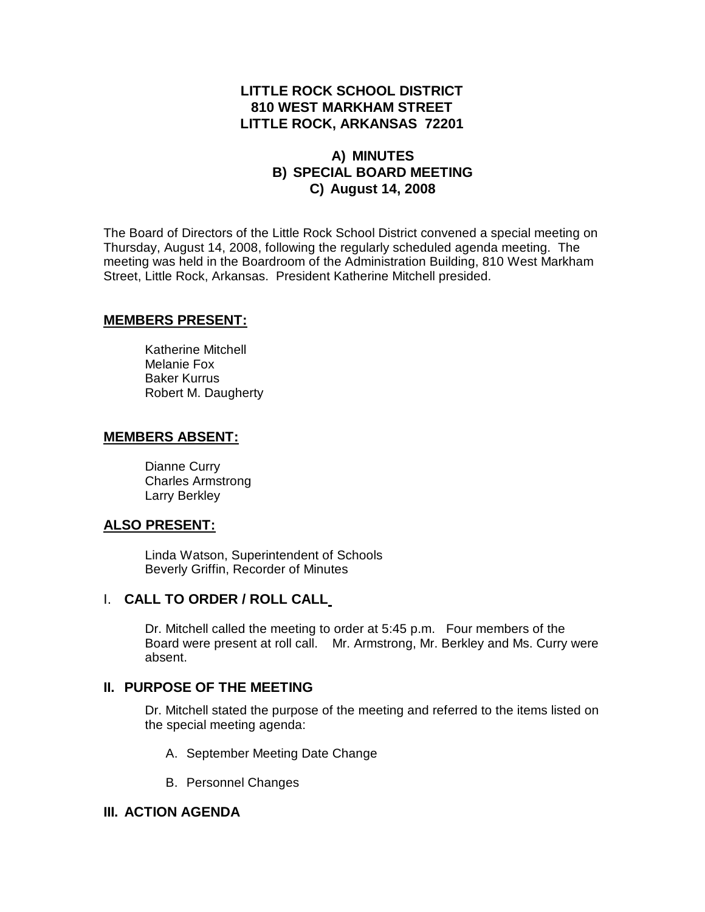**LITTLE ROCK SCHOOL DISTRICT**
**810 WEST MARKHAM STREET**
**LITTLE ROCK, ARKANSAS 72201**

**A) MINUTES**
**B) SPECIAL BOARD MEETING**
**C) August 14, 2008**

The Board of Directors of the Little Rock School District convened a special meeting on Thursday, August 14, 2008, following the regularly scheduled agenda meeting. The meeting was held in the Boardroom of the Administration Building, 810 West Markham Street, Little Rock, Arkansas. President Katherine Mitchell presided.

## MEMBERS PRESENT:

Katherine Mitchell
Melanie Fox
Baker Kurrus
Robert M. Daugherty

## MEMBERS ABSENT:

Dianne Curry
Charles Armstrong
Larry Berkley

## ALSO PRESENT:

Linda Watson, Superintendent of Schools
Beverly Griffin, Recorder of Minutes

## I. CALL TO ORDER / ROLL CALL

Dr. Mitchell called the meeting to order at 5:45 p.m. Four members of the Board were present at roll call. Mr. Armstrong, Mr. Berkley and Ms. Curry were absent.

## II. PURPOSE OF THE MEETING

Dr. Mitchell stated the purpose of the meeting and referred to the items listed on the special meeting agenda:

A. September Meeting Date Change

B. Personnel Changes

## III. ACTION AGENDA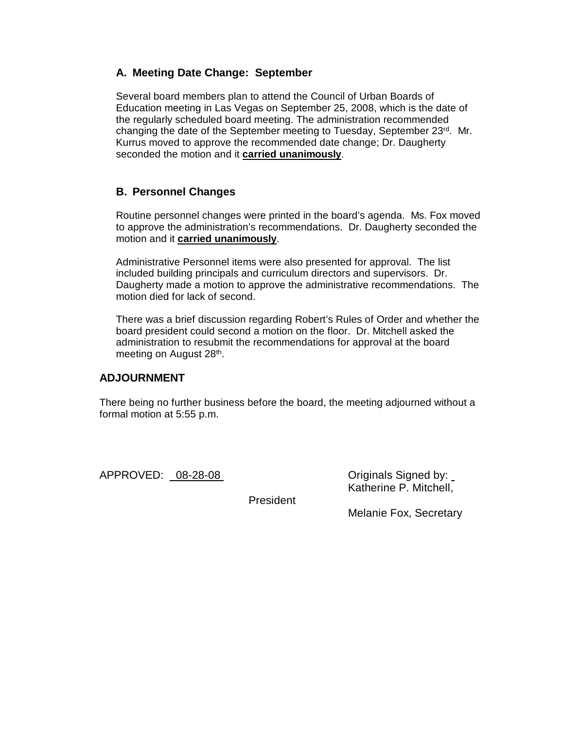### A. Meeting Date Change: September

Several board members plan to attend the Council of Urban Boards of Education meeting in Las Vegas on September 25, 2008, which is the date of the regularly scheduled board meeting. The administration recommended changing the date of the September meeting to Tuesday, September 23rd. Mr. Kurrus moved to approve the recommended date change; Dr. Daugherty seconded the motion and it **carried unanimously**.

### B. Personnel Changes

Routine personnel changes were printed in the board's agenda. Ms. Fox moved to approve the administration's recommendations. Dr. Daugherty seconded the motion and it **carried unanimously**.

Administrative Personnel items were also presented for approval. The list included building principals and curriculum directors and supervisors. Dr. Daugherty made a motion to approve the administrative recommendations. The motion died for lack of second.

There was a brief discussion regarding Robert's Rules of Order and whether the board president could second a motion on the floor. Dr. Mitchell asked the administration to resubmit the recommendations for approval at the board meeting on August 28th.

## ADJOURNMENT

There being no further business before the board, the meeting adjourned without a formal motion at 5:55 p.m.

APPROVED: 08-28-08

Originals Signed by:
Katherine P. Mitchell, President

Melanie Fox, Secretary